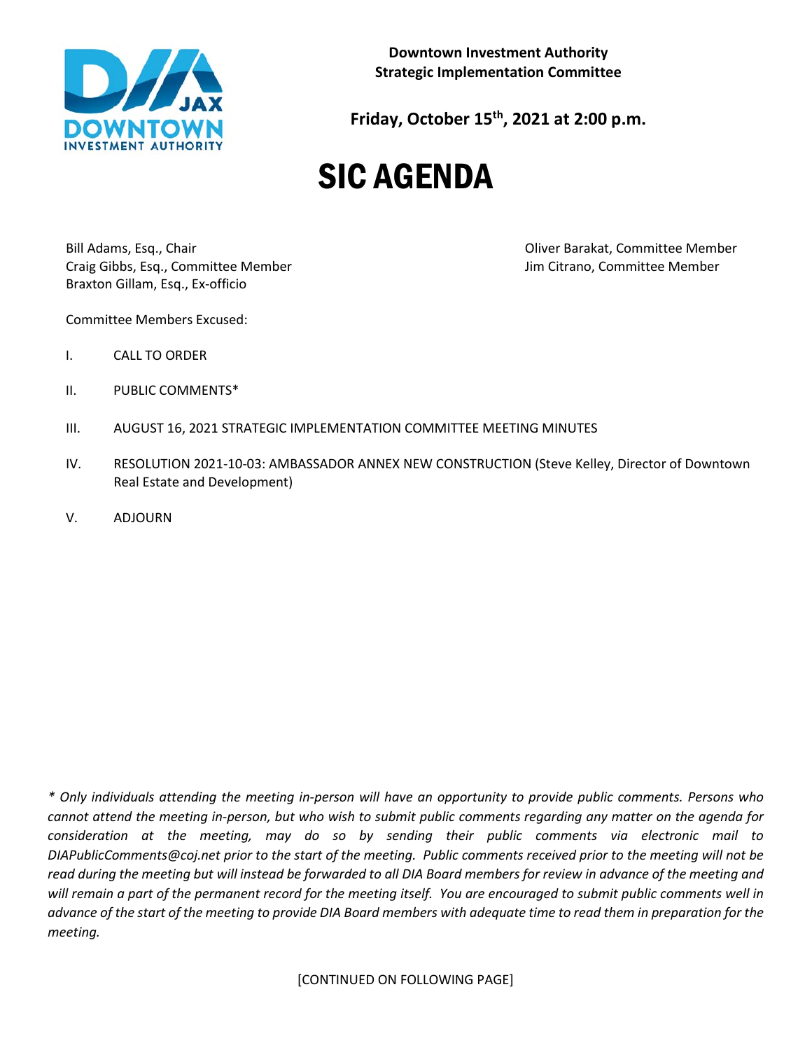**Downtown Investment Authority**
**Strategic Implementation Committee**

**Friday, October 15th, 2021 at 2:00 p.m.**

# SIC AGENDA

Bill Adams, Esq., Chair
Craig Gibbs, Esq., Committee Member
Braxton Gillam, Esq., Ex-officio
Oliver Barakat, Committee Member
Jim Citrano, Committee Member

Committee Members Excused:

I. CALL TO ORDER

II. PUBLIC COMMENTS*

III. AUGUST 16, 2021 STRATEGIC IMPLEMENTATION COMMITTEE MEETING MINUTES

IV. RESOLUTION 2021-10-03: AMBASSADOR ANNEX NEW CONSTRUCTION (Steve Kelley, Director of Downtown Real Estate and Development)

V. ADJOURN

*\* Only individuals attending the meeting in-person will have an opportunity to provide public comments. Persons who cannot attend the meeting in-person, but who wish to submit public comments regarding any matter on the agenda for consideration at the meeting, may do so by sending their public comments via electronic mail to DIAPublicComments@coj.net prior to the start of the meeting. Public comments received prior to the meeting will not be read during the meeting but will instead be forwarded to all DIA Board members for review in advance of the meeting and will remain a part of the permanent record for the meeting itself. You are encouraged to submit public comments well in advance of the start of the meeting to provide DIA Board members with adequate time to read them in preparation for the meeting.*

[CONTINUED ON FOLLOWING PAGE]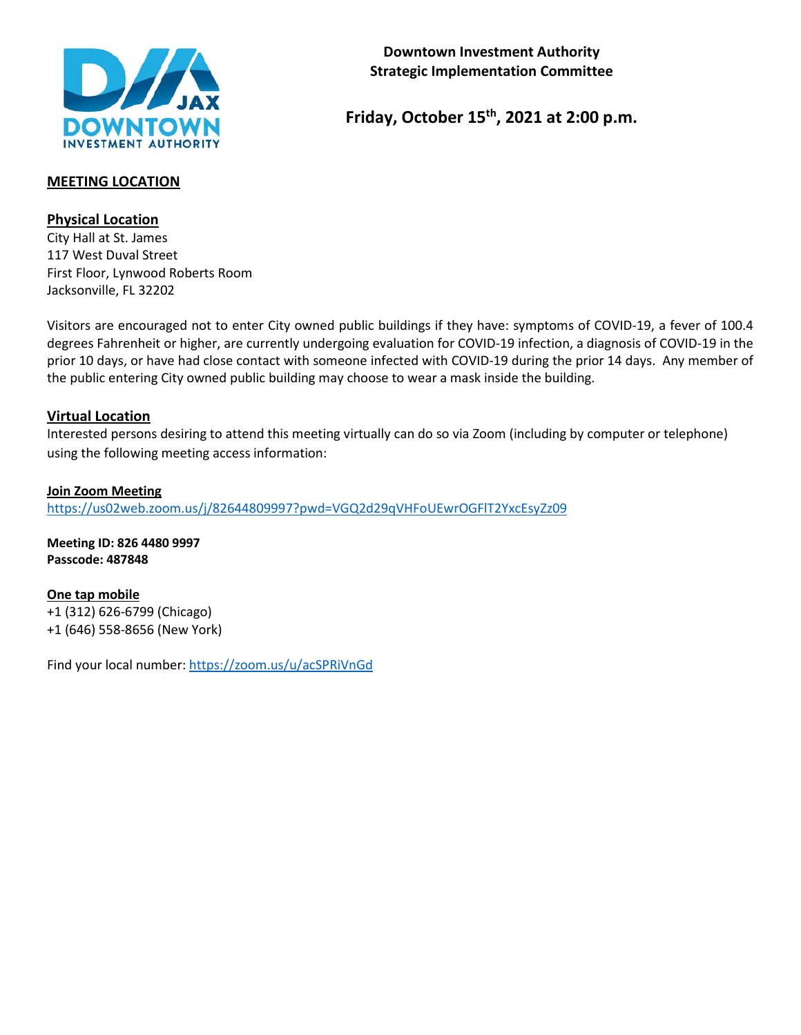**Downtown Investment Authority**
**Strategic Implementation Committee**

**Friday, October 15th, 2021 at 2:00 p.m.**

## MEETING LOCATION

### Physical Location

City Hall at St. James
117 West Duval Street
First Floor, Lynwood Roberts Room
Jacksonville, FL 32202

Visitors are encouraged not to enter City owned public buildings if they have: symptoms of COVID-19, a fever of 100.4 degrees Fahrenheit or higher, are currently undergoing evaluation for COVID-19 infection, a diagnosis of COVID-19 in the prior 10 days, or have had close contact with someone infected with COVID-19 during the prior 14 days. Any member of the public entering City owned public building may choose to wear a mask inside the building.

### Virtual Location

Interested persons desiring to attend this meeting virtually can do so via Zoom (including by computer or telephone) using the following meeting access information:

**Join Zoom Meeting**
https://us02web.zoom.us/j/82644809997?pwd=VGQ2d29qVHFoUEwrOGFlT2YxcEsyZz09

**Meeting ID: 826 4480 9997**
**Passcode: 487848**

**One tap mobile**
+1 (312) 626-6799 (Chicago)
+1 (646) 558-8656 (New York)

Find your local number: https://zoom.us/u/acSPRiVnGd